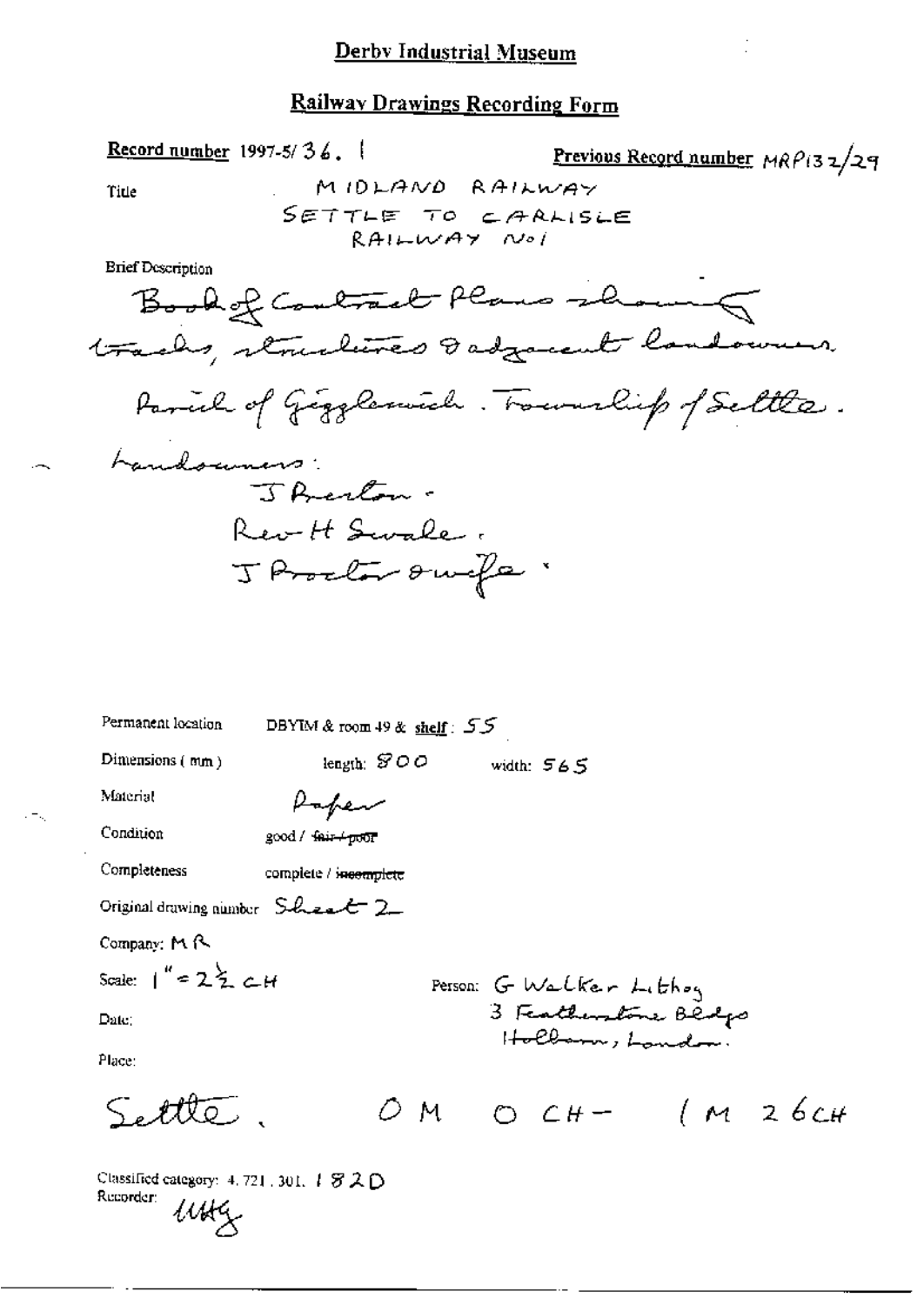# Derby Industrial Museum

## Railway Drawings Recording Form

**Record number** 1997-5/36.1

**Previous Record number** MRP132/29

Title

MIDLAND RAILWAY
SETTLE TO CARLISLE
RAILWAY No1

Brief Description

Book of Contract Plans showing tracks, structures & adjacent landowners.

Parish of Giggleswick. Township of Settle.

Landowners:

J Preston -
Rev H Swale.
J Proctor & wife.

Permanent location: DBYIM & room 49 & **shelf**: 55

Dimensions (mm): length: 800 width: 565

Material: Paper

Condition: good / ~~fair / poor~~

Completeness: complete / ~~incomplete~~

Original drawing number: Sheet 2

Company: MR

Scale: 1" = 2½ CH

Person: G Walker Lithog
3 Featherstone Bldgs
Holborn, London.

Date:

Place:

Settle. 0 M 0 CH - 1 M 26 CH

Classified category: 4.721.301. 182D

Recorder: UHG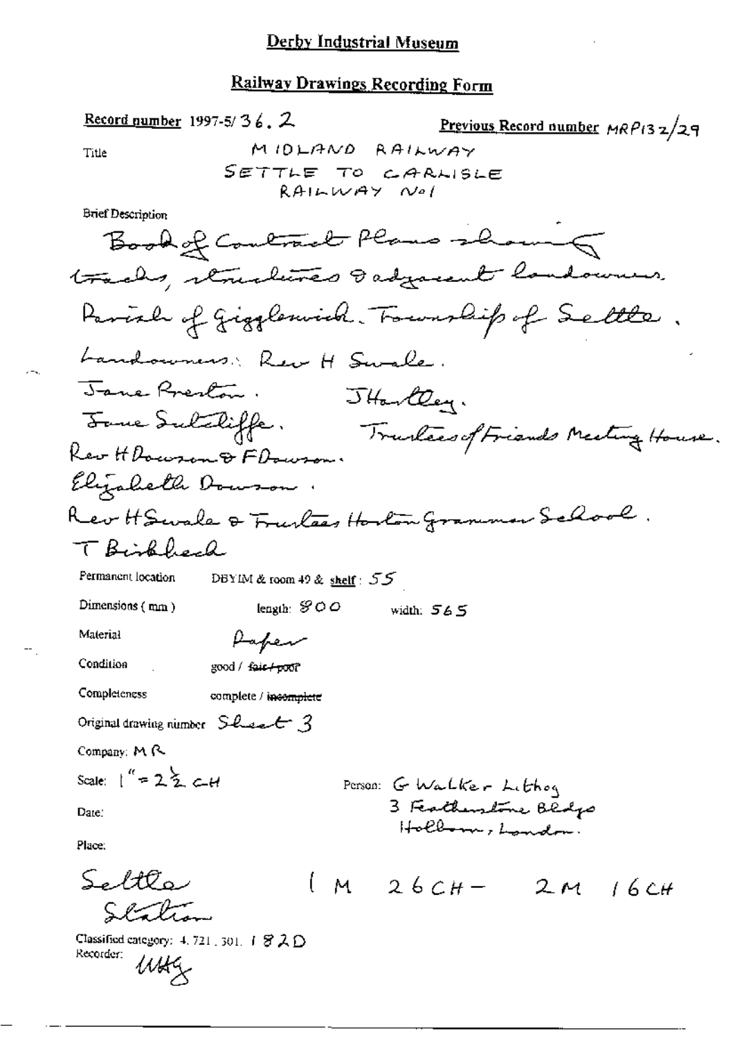# Derby Industrial Museum

## Railway Drawings Recording Form

**Record number** 1997-5/ 36. 2

**Previous Record number** MRP132/29

Title: MIDLAND RAILWAY SETTLE TO CARLISLE RAILWAY No1

Brief Description

Book of Contract Plans showing tracks, structures & adjacent landowners.
Parish of Giggleswick. Township of Settle.
Landowners: Rev H Swale.
Jane Preston. JHartley.
Jane Sutcliffe. Trustees of Friends Meeting House.
Rev H Dawson & F Dawson.
Elizabeth Dawson.
Rev H Swale & Trustees Horton Grammar School.
T Birkbeck

Permanent location: DBYIM & room 49 & shelf: 55

Dimensions (mm): length: 900 width: 565

Material: Paper

Condition: good / ~~fair / poor~~

Completeness: complete / ~~incomplete~~

Original drawing number: Sheet 3

Company: MR

Scale: 1" = 2½ CH

Person: G Walker Lithog 3 Featherstone Bldgs Holborn, London.

Date:

Place:

Settle Station

1 M 26 CH – 2 M 16 CH

Classified category: 4.721.301.182D

Recorder: UHG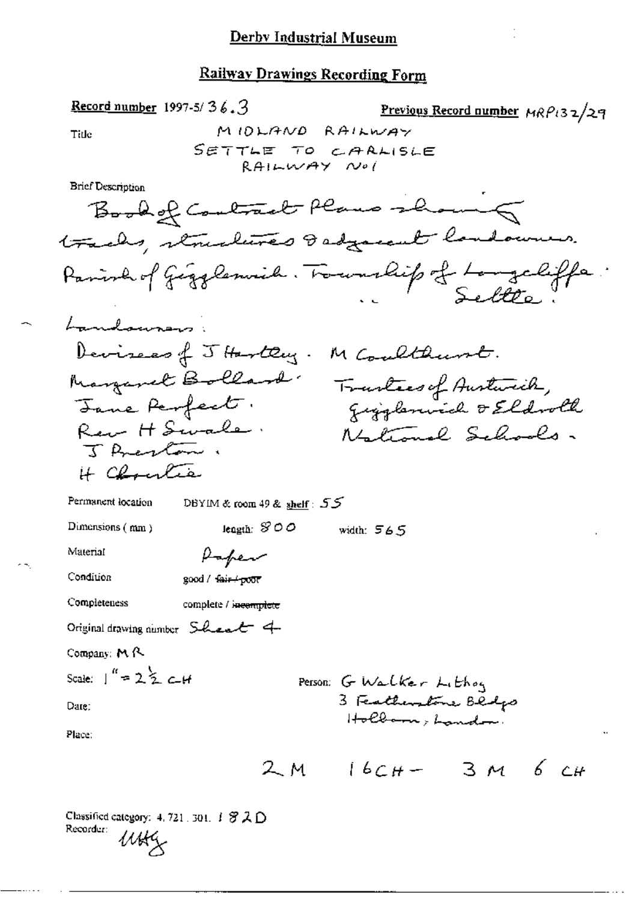# Derby Industrial Museum

## Railway Drawings Recording Form

**Record number** 1997-5/ 36.3

**Previous Record number** MRP132/29

**Title**

MIDLAND RAILWAY
SETTLE TO CARLISLE
RAILWAY No1

**Brief Description**

Book of Contract Plans showing tracks, structures & adjacent landowners.
Parish of Giggleswick. Township of Longcliffe.
Settle.

Landowners:

Devisees of J Hartley. M Coulthurst.
Margaret Bollard. Trustees of Austwick,
Jane Perfect. Giggleswick & Eldroth
Rev H Swale. National Schools.
J Preston.
H Christie

Permanent location: DBYIM & room 49 & shelf: 55

Dimensions (mm): length: 800 width: 565

Material: Paper

Condition: good / ~~fair / poor~~

Completeness: complete / ~~incomplete~~

Original drawing number: Sheet 4

Company: MR

Scale: 1" = 2½ CH

Person: G Walker Lithog
3 Featherstone Bldgs
Holborn, London.

Date:

Place:

2 M 16 CH – 3 M 6 CH

Classified category: 4. 721. 301. 182D

Recorder: MHG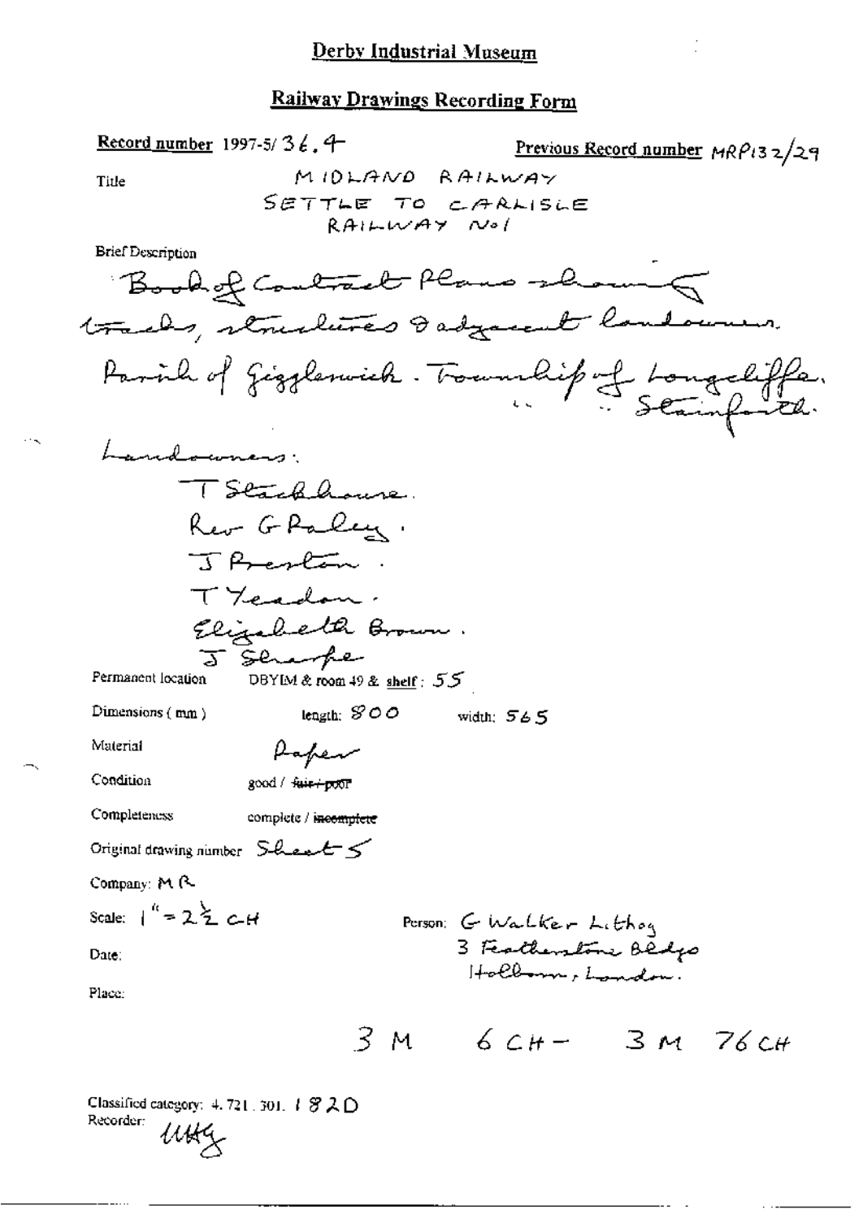# Derby Industrial Museum

## Railway Drawings Recording Form

**Record number** 1997-5/36.4

**Previous Record number** MRP132/29

**Title** MIDLAND RAILWAY SETTLE TO CARLISLE RAILWAY No1

**Brief Description**

Book of Contract Plans showing tracks, structures & adjacent landowners.
Parish of Giggleswick. Township of Langcliffe.
" " Stainforth.

Landowners:

T Stackhouse.
Rev G Paley.
J Preston.
T Yeadon.
Elizabeth Brown.
J Sharpe

Permanent location DBYIM & room 49 & shelf: 55

Dimensions (mm) length: 800 width: 565

Material Paper

Condition good / ~~fair / poor~~

Completeness complete / ~~incomplete~~

Original drawing number Sheet 5

Company: MR

Scale: 1" = 2½ CH

Person: G Walker Lithog 3 Featherstone Bldgs Holborn, London.

Date:

Place:

3 M 6 CH – 3 M 76 CH

Classified category: 4.721.301.182D

Recorder: MHG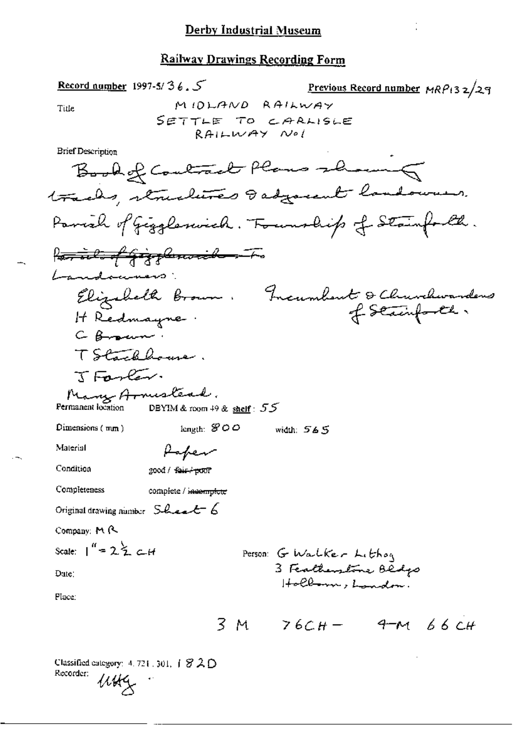# Derby Industrial Museum

## Railway Drawings Recording Form

**Record number** 1997-5/36.5

**Previous Record number** MRP132/29

**Title**

MIDLAND RAILWAY
SETTLE TO CARLISLE
RAILWAY No1

**Brief Description**

Book of Contract Plans showing tracks, structures & adjacent landowners. Parish of Giggleswick. Township of Stainforth.

~~Parish of Giggleswick. To~~

Landowners:

Elizabeth Brown. Incumbent & Churchwardens of Stainforth.
H Redmayne.
C Brown.
T Stackhouse.
J Foster.
Mary Armistead.

**Permanent location** DBYIM & room 49 & shelf: 55

**Dimensions (mm)** length: 800 width: 565

**Material** Paper

**Condition** good / ~~fair / poor~~

**Completeness** complete / ~~incomplete~~

**Original drawing number** Sheet 6

**Company:** MR

**Scale:** 1" = 2½ CH

**Person:** G Walker Lithog 3 Featherstone Bldgs Holborn, London.

**Date:**

**Place:**

3 M 76CH – 4M 66 CH

Classified category: 4.721.301. 182D

Recorder: MHG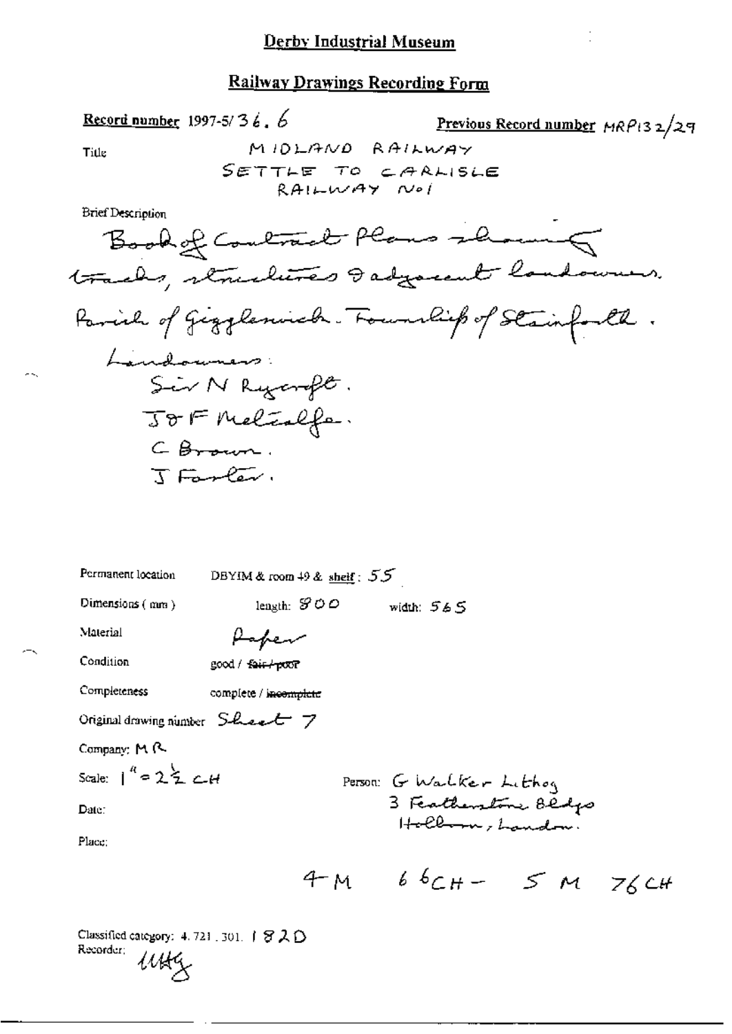Derby Industrial Museum

Railway Drawings Recording Form

Record number 1997-5/36.6

Previous Record number MRP132/29

Title

MIDLAND RAILWAY
SETTLE TO CARLISLE
RAILWAY No1

Brief Description

Book of Contract Plans showing tracks, structures & adjacent landowners.
Parish of Giggleswick. Township of Stainforth.
Landowners:
Sir N Ryecroft.
J & F Metcalfe.
C Brown.
J Foster.

Permanent location DBYIM & room 49 & shelf: 55

Dimensions (mm) length: 900 width: 565

Material Paper

Condition good / ~~fair / poor~~

Completeness complete / ~~incomplete~~

Original drawing number Sheet 7

Company: MR

Scale: 1" = 2½ CH

Date:

Place:

Person: G Walker Lithog
3 Featherstone Bldgs
Holborn, London.

4 M 66 CH - 5 M 76 CH

Classified category: 4.721.301.182D

Recorder: uktg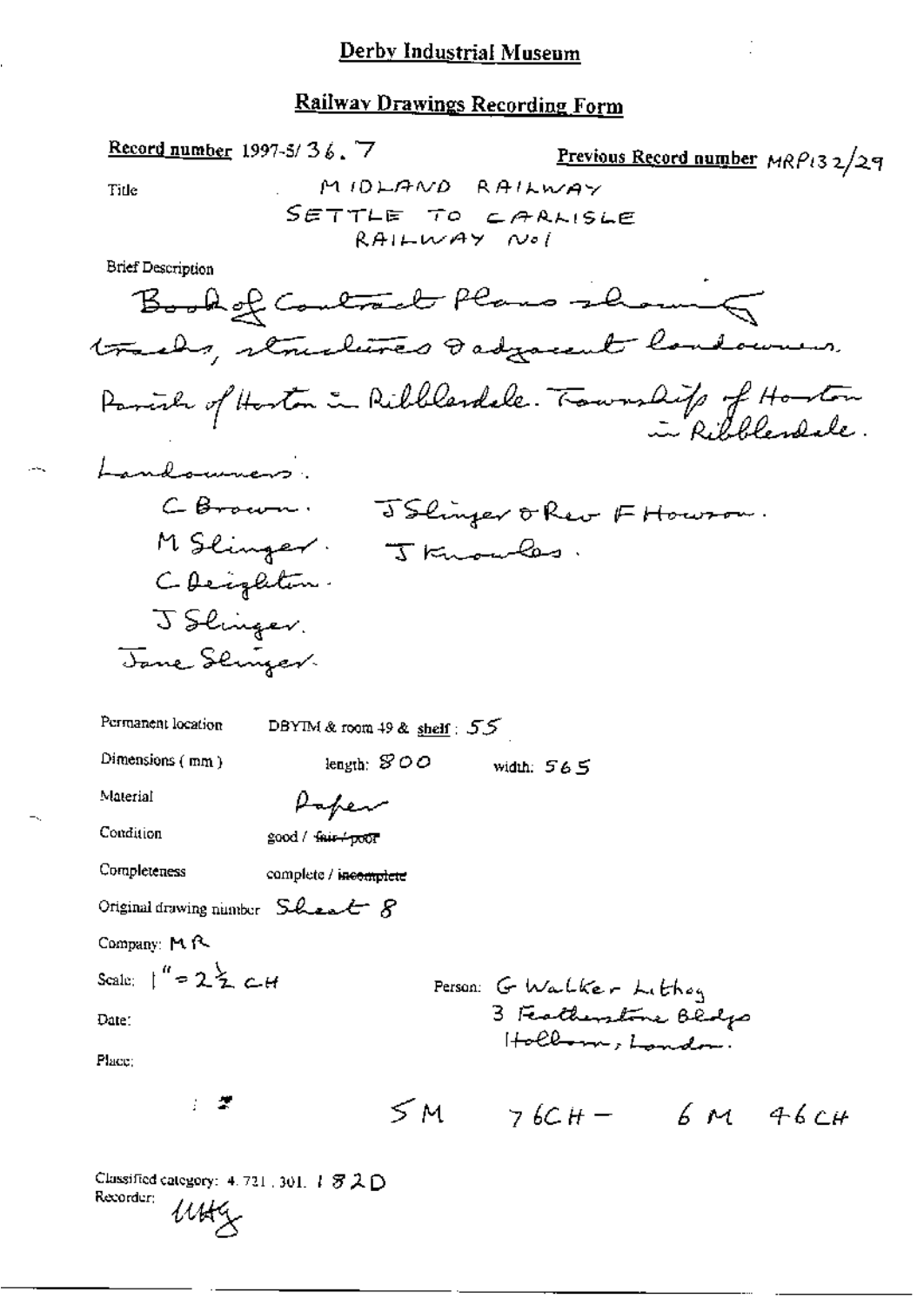# Derby Industrial Museum

## Railway Drawings Recording Form

**Record number** 1997-5/36.7

**Previous Record number** MRP132/29

**Title**
MIDLAND RAILWAY
SETTLE TO CARLISLE
RAILWAY No1

**Brief Description**

Book of Contract Plans showing tracks, structures & adjacent landowners.

Parish of Horton in Ribblesdale. Township of Horton in Ribblesdale.

Landowners:

C Brown. J Slinger & Rev F Howson.
M Slinger. J Knowles.
C Deighton.
J Slinger.
Jane Slinger.

Permanent location: DBYIM & room 49 & shelf: 55

Dimensions (mm): length: 800 width: 565

Material: Paper

Condition: good / ~~fair / poor~~

Completeness: complete / ~~incomplete~~

Original drawing number: Sheet 8

Company: MR

Scale: 1" = 2½ CH

Person: G Walker Lithog
3 Featherstone Bldgs
Holborn, London.

Date:

Place:

5M 76CH - 6M 46CH

Classified category: 4.721.301.182D

Recorder: uutg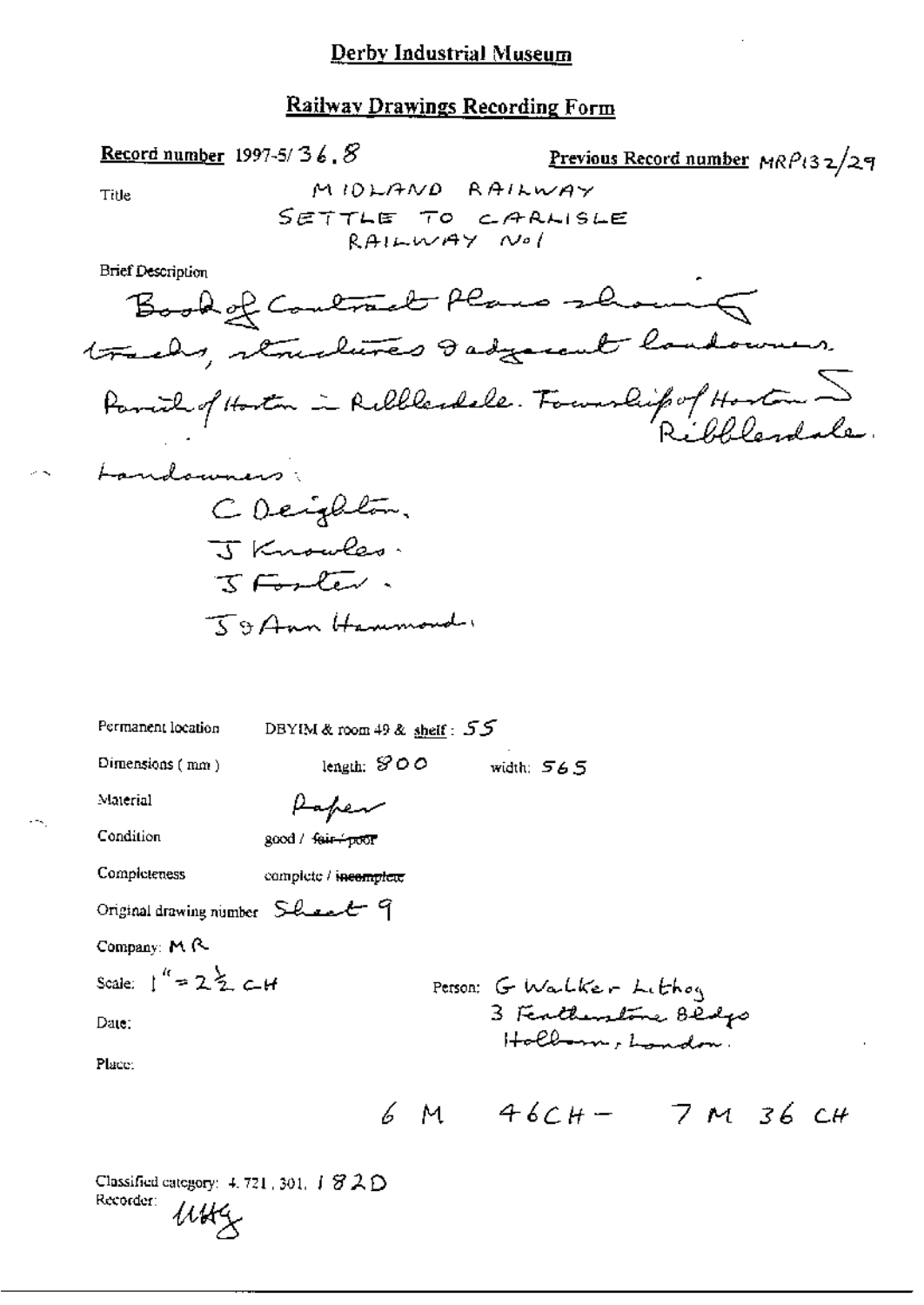# Derby Industrial Museum

## Railway Drawings Recording Form

**Record number** 1997-5/36.8

**Previous Record number** MRP132/29

Title: MIDLAND RAILWAY
SETTLE TO CARLISLE
RAILWAY No1

Brief Description:
Book of Contract Plans showing tracks, structures & adjacent landowners.
Parish of Horton in Ribblesdale. Township of Horton in Ribblesdale.

Landowners:
C Deighton.
J Knowles.
J Foster.
J & Ann Hammond.

Permanent location: DBYIM & room 49 & shelf: 55

Dimensions (mm): length: 800 width: 565

Material: Paper

Condition: good / ~~fair / poor~~

Completeness: complete / ~~incomplete~~

Original drawing number: Sheet 9

Company: MR

Scale: 1" = 2½ CH

Date:

Place:

Person: G Walker Lithog
3 Featherstone Bldgs
Holborn, London.

6 M 46 CH – 7 M 36 CH

Classified category: 4.721.301. 182D

Recorder: MHG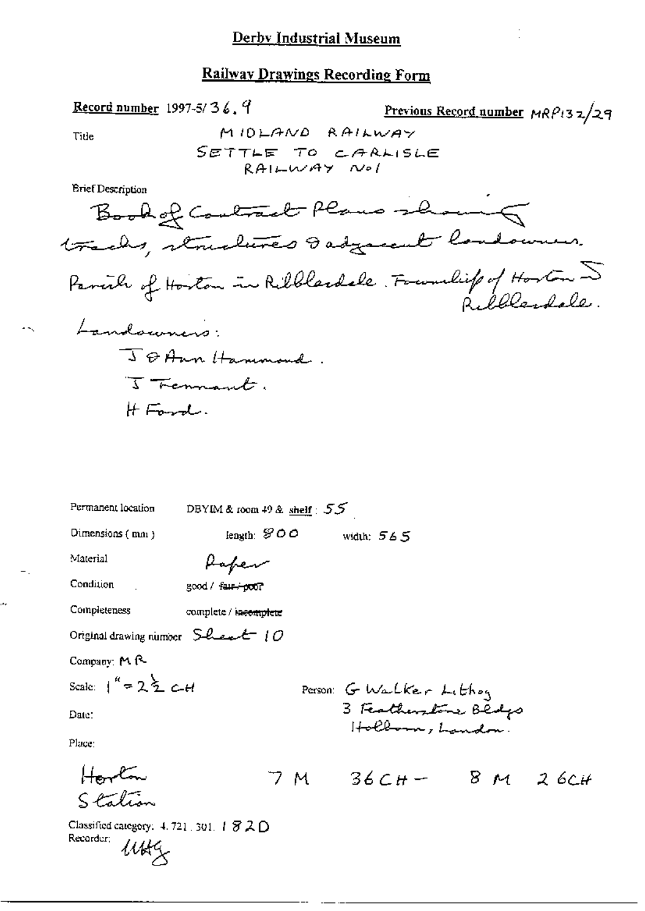# Derby Industrial Museum

## Railway Drawings Recording Form

**Record number** 1997-5/36.9

**Previous Record number** MRP132/29

Title

MIDLAND RAILWAY
SETTLE TO CARLISLE
RAILWAY No1

Brief Description

Book of Contract Plans showing tracks, structures & adjacent landowners.

Parish of Horton in Ribblesdale. Township of Horton in Ribblesdale.

Landowners:

J & Ann Hammond.
J Tennant.
H Ford.

Permanent location DBYIM & room 49 & shelf: 55

Dimensions (mm) length: 900 width: 565

Material Paper

Condition good / ~~fair / poor~~

Completeness complete / ~~incomplete~~

Original drawing number Sheet 10

Company: MR

Scale: 1" = 2½ CH

Person: G Walker Lithog
3 Featherstone Bldgs
Holborn, London.

Date:

Place:

Horton Station

7 M 36 CH - 8 M 26 CH

Classified category: 4.721.301. 182D

Recorder: MHG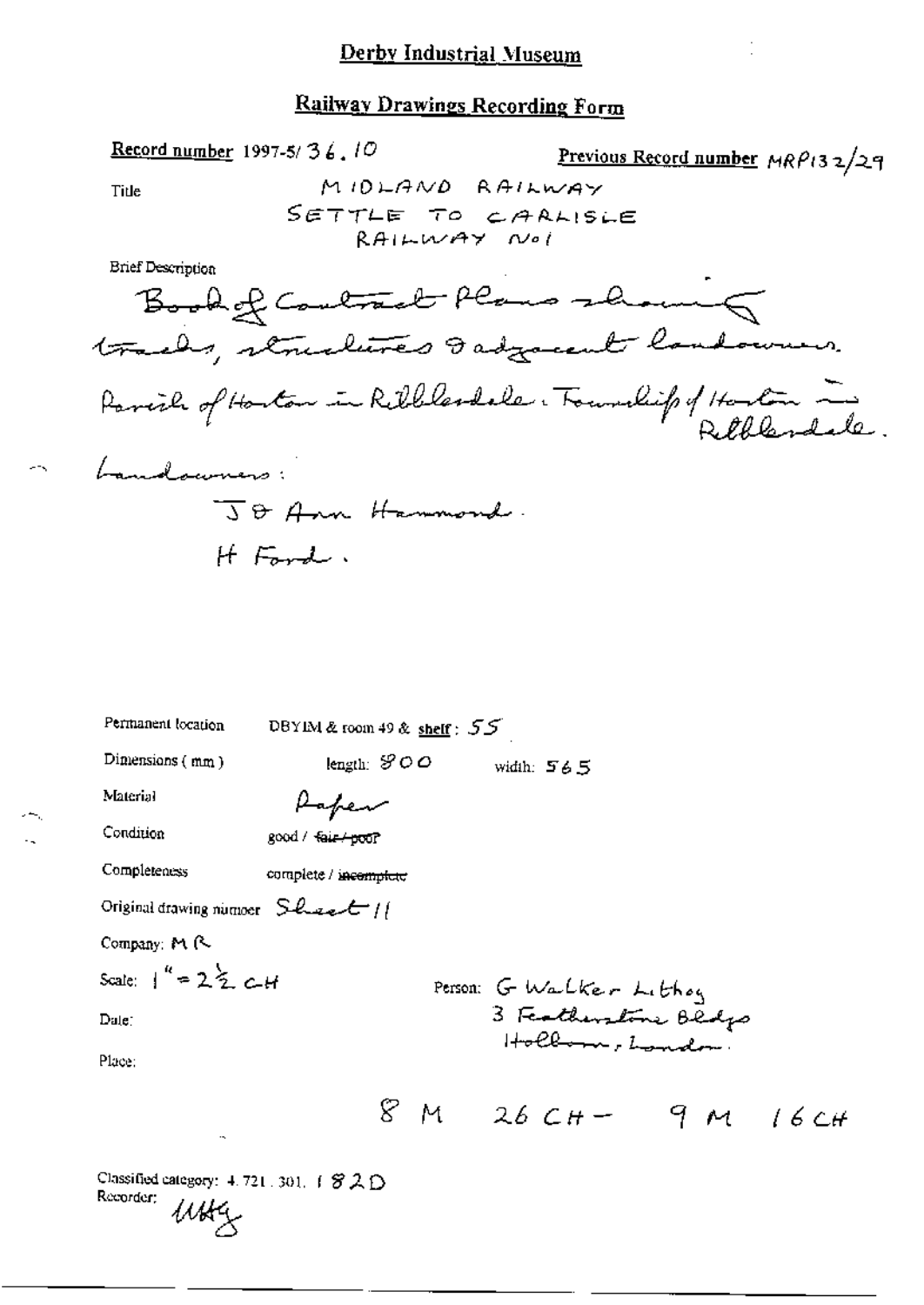# Derby Industrial Museum

## Railway Drawings Recording Form

**Record number** 1997-5/36.10

**Previous Record number** MRP132/29

**Title**

MIDLAND RAILWAY
SETTLE TO CARLISLE
RAILWAY No1

**Brief Description**

Book of Contract Plans showing tracks, structures & adjacent landowners.

Parish of Horton in Ribblesdale. Township of Horton in Ribblesdale.

Landowners:

J & Ann Hammond.
H Ford.

Permanent location: DBYIM & room 49 & shelf: 55

Dimensions (mm): length: 800 width: 565

Material: Paper

Condition: good / ~~fair / poor~~

Completeness: complete / ~~incomplete~~

Original drawing number: Sheet 11

Company: MR

Scale: 1" = 2½ CH

Person: G Walker Lithog
3 Featherstone Bldgs
Holborn, London.

Date:

Place:

8 M 26 CH – 9 M 16 CH

Classified category: 4.721.301.182D

Recorder: *[initials]*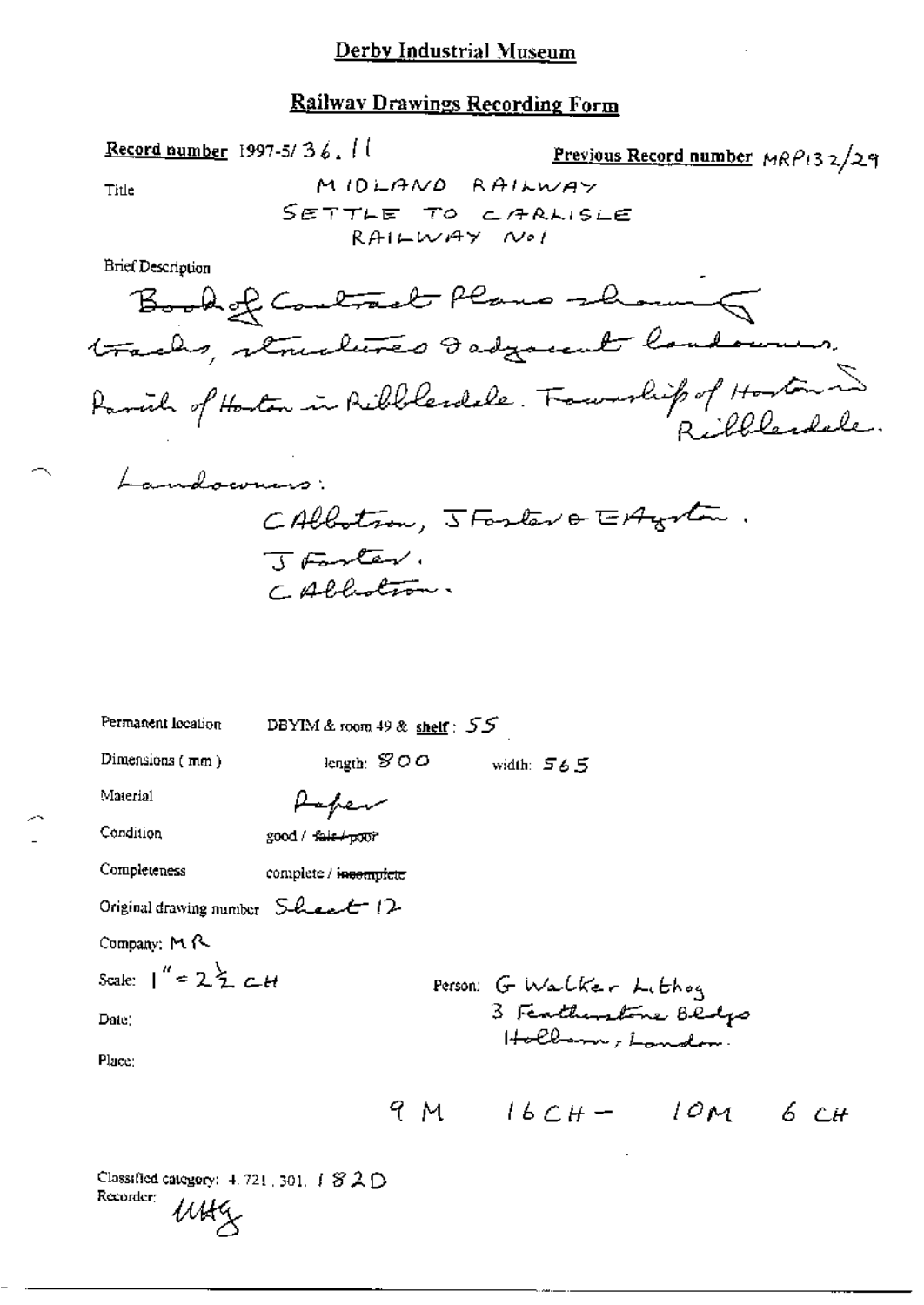# Derby Industrial Museum

## Railway Drawings Recording Form

**Record number** 1997-5/ 36. 11

**Previous Record number** MRP132/29

Title: MIDLAND RAILWAY SETTLE TO CARLISLE RAILWAY No1

Brief Description:

Book of Contract Plans showing tracks, structures & adjacent landowners. Parish of Horton in Ribblesdale. Township of Horton in Ribblesdale.

Landowners:

C Albotson, J Foster & E Ayrton.
J Foster.
C Albotson.

Permanent location: DBYIM & room 49 & **shelf**: 55

Dimensions (mm): length: 900 width: 565

Material: Paper

Condition: good / ~~fair / poor~~

Completeness: complete / ~~incomplete~~

Original drawing number: Sheet 12

Company: MR

Scale: 1" = 2½ CH

Person: G Walker Lithog 3 Featherstone Bldgs Holborn, London.

Date:

Place:

9 M 16 CH – 10 M 6 CH

Classified category: 4.721.301. 182D

Recorder: UHG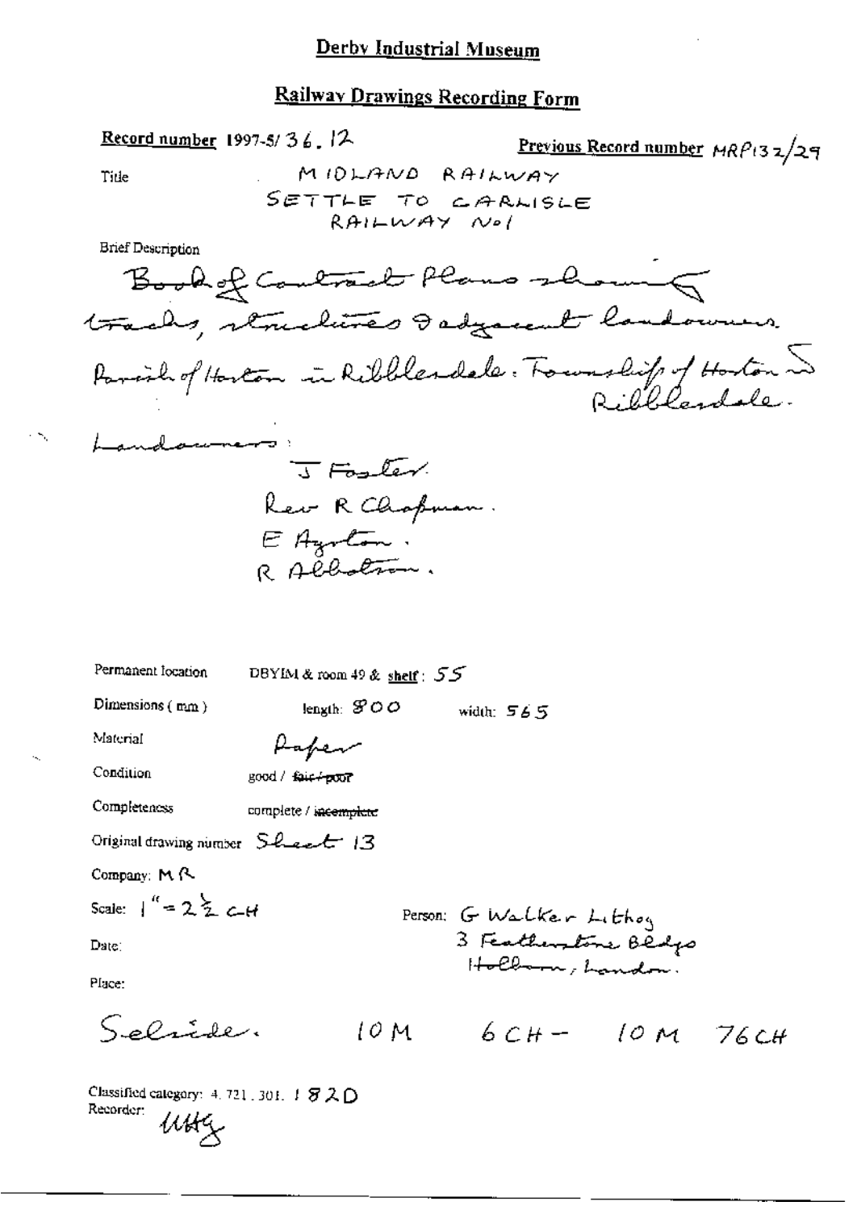# Derby Industrial Museum

## Railway Drawings Recording Form

**Record number** 1997-5/36.12

**Previous Record number** MRP132/29

**Title** MIDLAND RAILWAY SETTLE TO CARLISLE RAILWAY No1

**Brief Description**

Book of Contract Plans showing tracks, structures & adjacent landowners. Parish of Horton in Ribblesdale. Township of Horton in Ribblesdale.

Landowners:

J Foster.
Rev R Chapman.
E Ayrton.
R Albotson.

Permanent location: DBYIM & room 49 & shelf: 55

Dimensions (mm): length: 800 width: 565

Material: Paper

Condition: good / ~~fair / poor~~

Completeness: complete / ~~incomplete~~

Original drawing number: Sheet 13

Company: MR

Scale: 1" = 2½ CH

Person: G Walker Lithog 3 Featherstone Bldgs Holborn, London.

Date:

Place:

Selside. 10 M 6 CH – 10 M 76 CH

Classified category: 4.721.301.1 82D

Recorder: uttg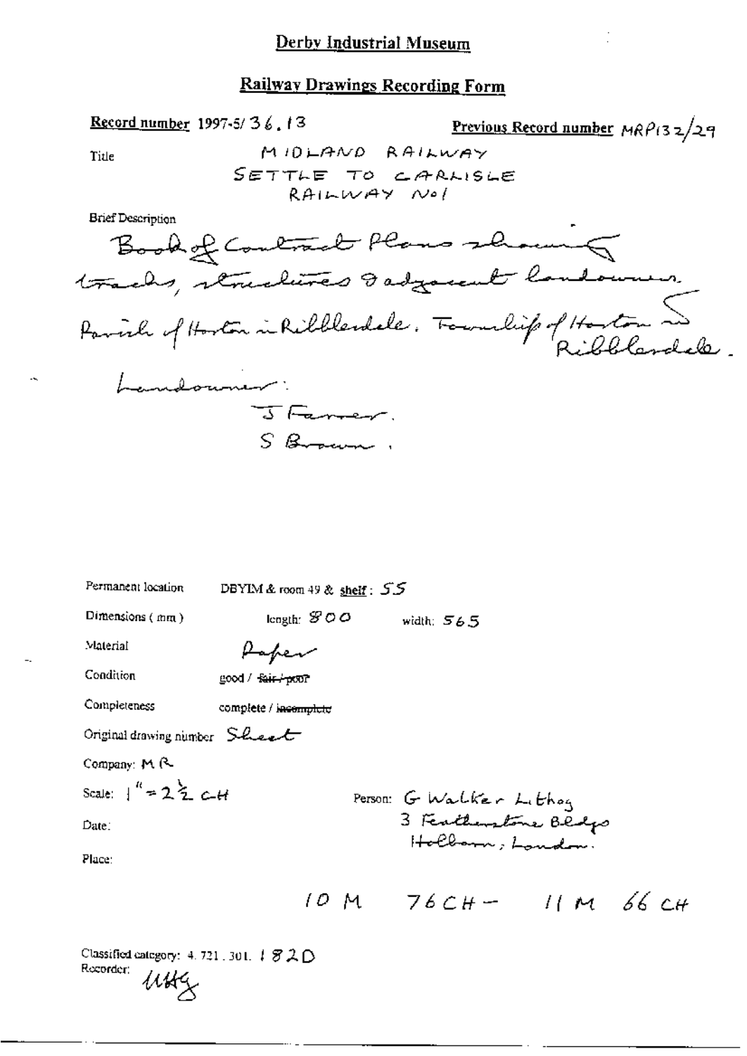# Derby Industrial Museum

## Railway Drawings Recording Form

**Record number** 1997-5/36.13

**Previous Record number** MRP132/29

**Title**

MIDLAND RAILWAY
SETTLE TO CARLISLE
RAILWAY No1

**Brief Description**

Book of Contract Plans showing tracks, structures & adjacent landowners. Parish of Horton in Ribblesdale. Township of Horton in Ribblesdale.

Landowner:
J Farrer.
S Brown.

Permanent location: DBYIM & room 49 & shelf: 55

Dimensions (mm): length: 800 width: 565

Material: Paper

Condition: good / ~~fair / poor~~

Completeness: complete / ~~incomplete~~

Original drawing number: Sheet

Company: MR

Scale: 1" = 2½ CH

Date:

Place:

Person: G Walker Lithog
3 Featherstone Bldgs
Holborn, London.

10 M 76 CH – 11 M 66 CH

Classified category: 4.721.301.182D

Recorder: UHG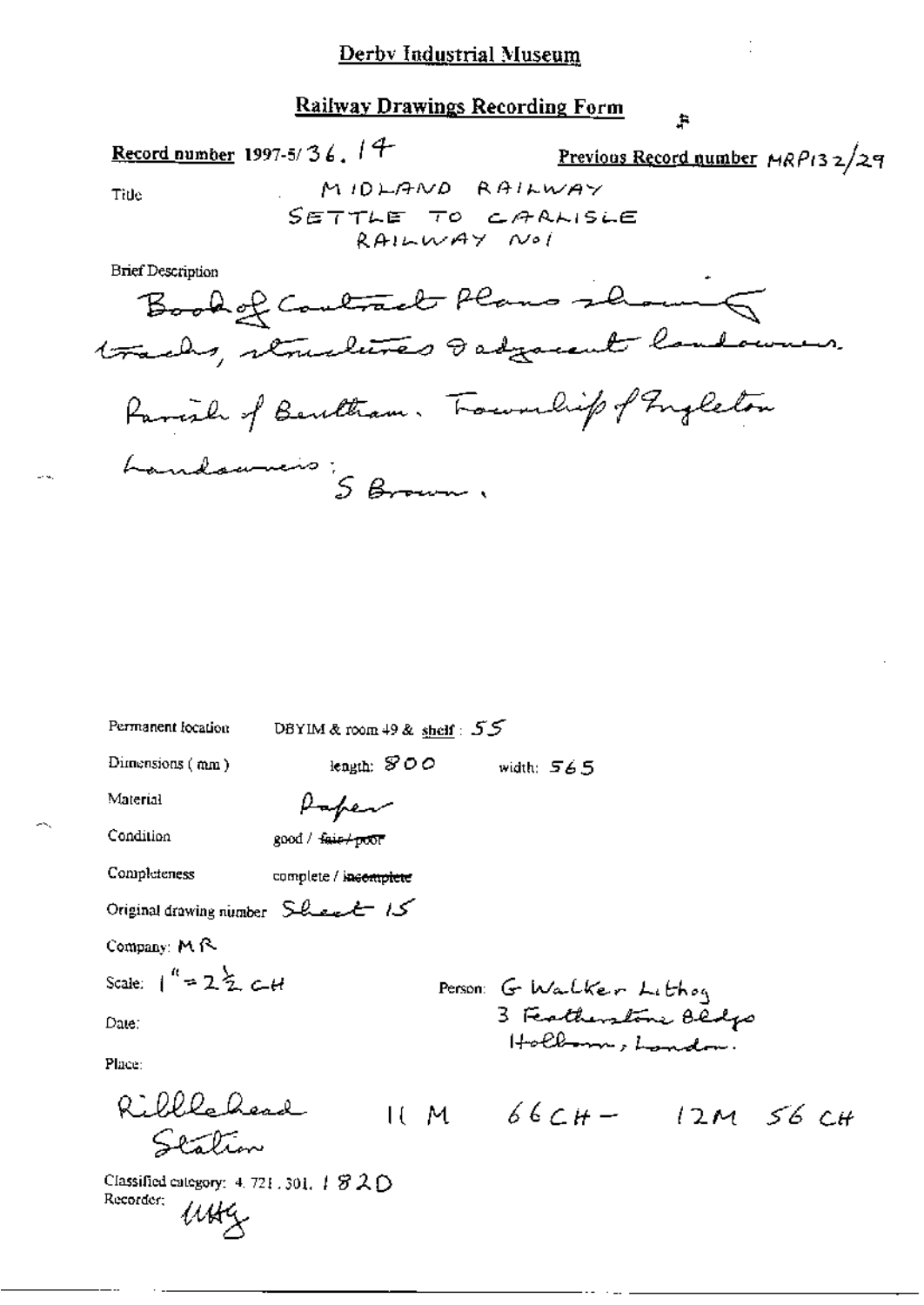# Derby Industrial Museum

## Railway Drawings Recording Form

**Record number** 1997-5/36.14 **Previous Record number** MRP132/29

Title: MIDLAND RAILWAY
SETTLE TO CARLISLE
RAILWAY No1

Brief Description

Book of Contract Plans showing tracks, structures & adjacent landowners.

Parish of Bentham. Township of Ingleton

Landowners: S Brown.

Permanent location: DBYIM & room 49 & shelf: 55

Dimensions (mm): length: 800 width: 565

Material: Paper

Condition: good / ~~fair / poor~~

Completeness: complete / ~~incomplete~~

Original drawing number: Sheet 15

Company: MR

Scale: 1" = 2½ CH

Person: G Walker Lithog
3 Featherstone Bldgs
Holborn, London.

Date:

Place:

Ribblehead Station 11 M 66 CH – 12 M 56 CH

Classified category: 4.721.301.182D

Recorder: uHg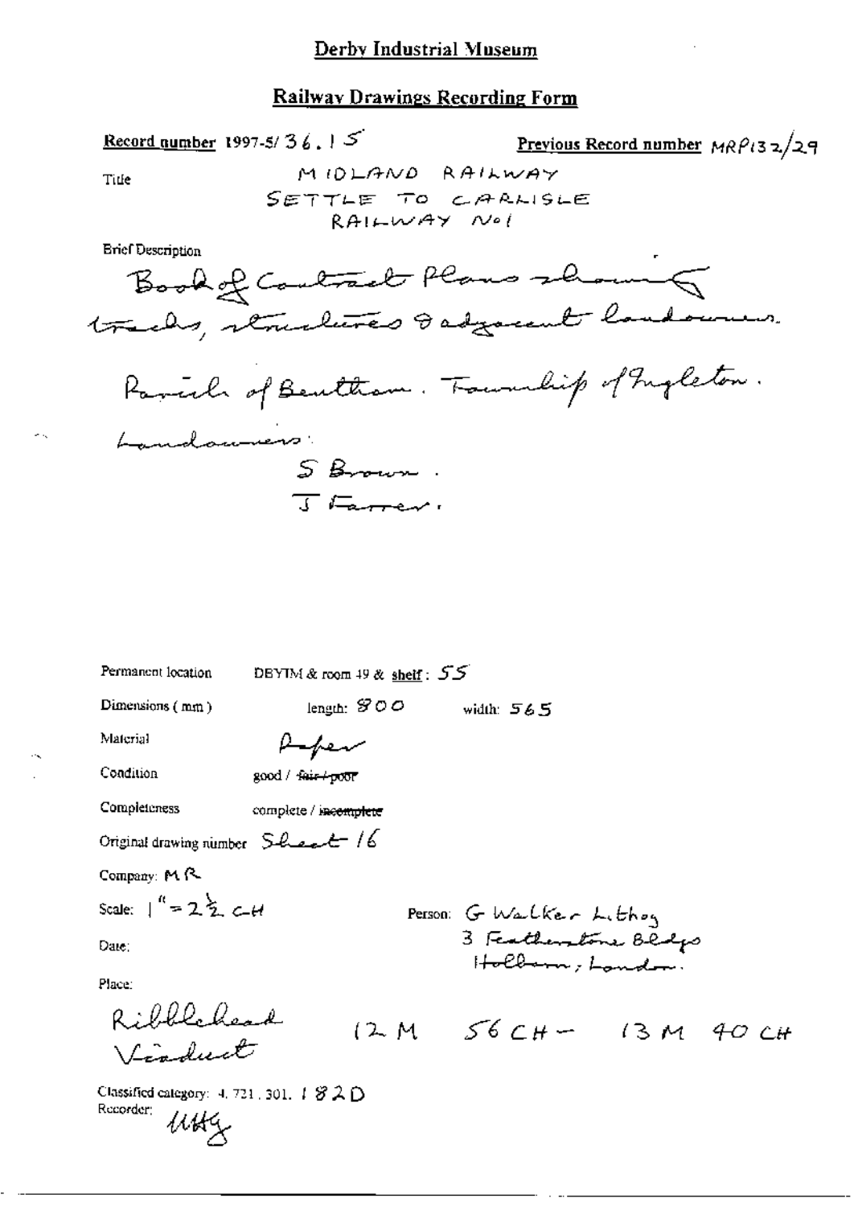Derby Industrial Museum

## Railway Drawings Recording Form

**Record number** 1997-5/36.15

**Previous Record number** MRP132/29

Title

MIDLAND RAILWAY
SETTLE TO CARLISLE
RAILWAY No1

Brief Description

Book of Contract Plans showing tracks, structures & adjacent landowners.

Parish of Bentham. Township of Ingleton.

Landowners:

S Brown.
J Farrer.

Permanent location: DBYIM & room 49 & **shelf**: 55

Dimensions (mm): length: 800 width: 565

Material: Paper

Condition: good / ~~fair / poor~~

Completeness: complete / ~~incomplete~~

Original drawing number: Sheet 16

Company: MR

Scale: 1" = 2½ CH

Person: G Walker Lithog
3 Featherstone Bldgs
Holborn, London.

Date:

Place:

Ribblehead Viaduct 12 M 56 CH – 13 M 40 CH

Classified category: 4.721.301.182D

Recorder: MHG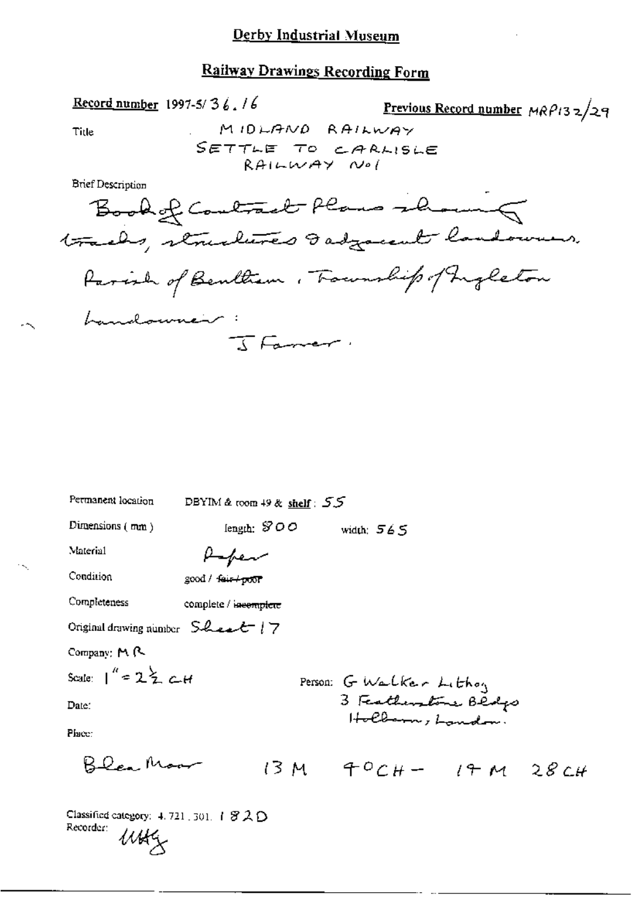# Derby Industrial Museum

## Railway Drawings Recording Form

**Record number** 1997-5/36.16

**Previous Record number** MRP132/29

**Title** MIDLAND RAILWAY SETTLE TO CARLISLE RAILWAY No1

**Brief Description**

Book of Contract Plans showing tracks, structures & adjacent landowners.
Parish of Bentham, Township of Ingleton
Landowner:
J Farrer.

**Permanent location** DBYIM & room 49 & **shelf**: 55

**Dimensions** (mm) length: 800 width: 565

**Material** Paper

**Condition** good / ~~fair / poor~~

**Completeness** complete / ~~incomplete~~

**Original drawing number** Sheet 17

**Company:** MR

**Scale:** 1" = 2½ CH

**Person:** G Walker Lithog 3 Featherstone Bldgs Holborn, London.

**Date:**

**Place:**

Blea Moor 13 M 40 CH - 19 M 28 CH

**Classified category:** 4.721.301. 182D

**Recorder:** MHG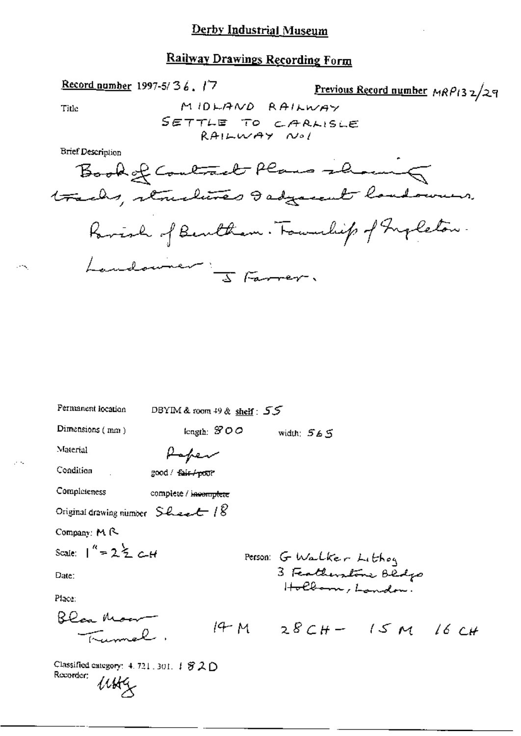# Derby Industrial Museum

## Railway Drawings Recording Form

**Record number** 1997-5/36. 17

**Previous Record number** MRP132/29

Title: MIDLAND RAILWAY SETTLE TO CARLISLE RAILWAY No1

Brief Description

Book of Contract Plans showing tracks, structures & adjacent landowners. Parish of Bentham. Township of Ingleton. Landowner: J Farrer.

Permanent location: DBYIM & room 49 & shelf: 55

Dimensions (mm): length: 800 width: 565

Material: Paper

Condition: good / ~~fair / poor~~

Completeness: complete / ~~incomplete~~

Original drawing number: Sheet 18

Company: MR

Scale: 1" = 2½ CH

Person: G Walker Lithog 3 Featherstone Bldgs Holborn, London.

Date:

Place: Blea Moor Tunnel. 14 M 28 CH – 15 M 16 CH

Classified category: 4.721.301.182D

Recorder: UHG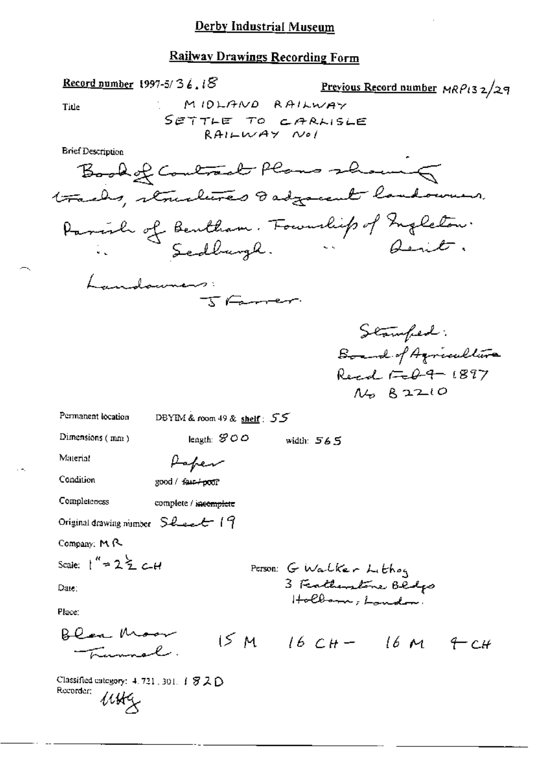## Derby Industrial Museum

### Railway Drawings Recording Form

**Record number** 1997-5/36.18

**Previous Record number** MRP132/29

**Title** MIDLAND RAILWAY SETTLE TO CARLISLE RAILWAY No1

**Brief Description**

Book of Contract Plans showing tracks, structures & adjacent landowners.
Parish of Bentham. Township of Ingleton.
" Sedbergh. " Dent.

Landowners:
J Farrer.

Stamped:
Board of Agriculture
Recd Feb 9 1877
No B2210

Permanent location: DBYIM & room 49 & **shelf**: 55

Dimensions (mm): length: 800 width: 565

Material: Paper

Condition: good / ~~fair / poor~~

Completeness: complete / ~~incomplete~~

Original drawing number: Sheet 19

Company: MR

Scale: 1" = 2½ CH

Person: G Walker Lithog
3 Featherstone Bldgs
Holborn, London.

Date:

Place:

Blea Moor Tunnel. 15 M 16 CH – 16 M 4 CH

Classified category: 4.721.301.182D

Recorder: MHG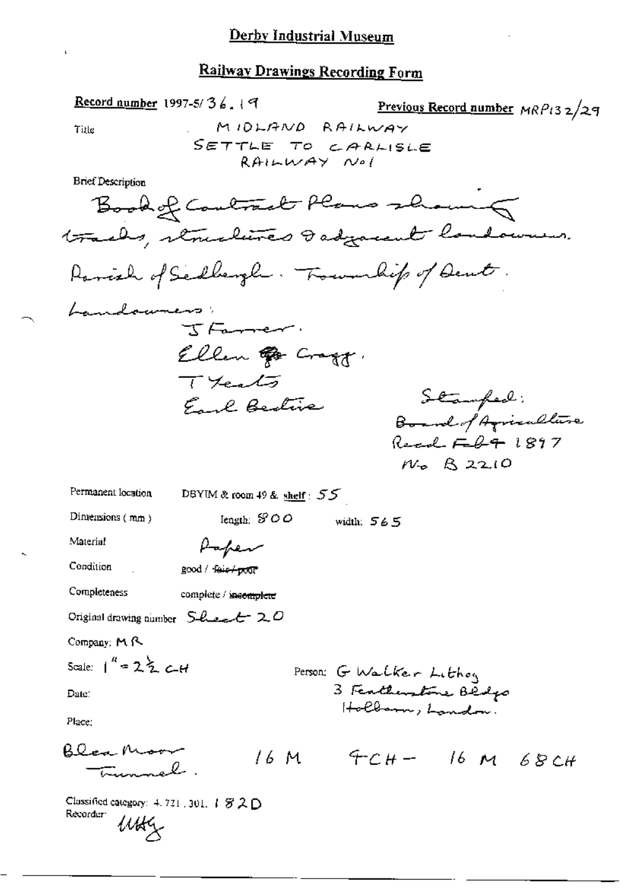# Derby Industrial Museum

## Railway Drawings Recording Form

**Record number** 1997-5/ 36. 19

**Previous Record number** MRP132/29

Title

MIDLAND RAILWAY
SETTLE TO CARLISLE
RAILWAY No1

Brief Description

Book of Contract Plans showing tracks, structures & adjacent landowners.

Parish of Sedbergh. Township of Dent.

Landowners:

J Farrer.
Ellen Cragg.
T Yeats
Earl Bective

Stamped:
Board of Agriculture
Recd Feb 4 1897
No B 2210

Permanent location: DBYIM & room 49 & shelf: 55

Dimensions (mm): length: 800 width: 565

Material: Paper

Condition: good / ~~fair / poor~~

Completeness: complete / ~~incomplete~~

Original drawing number: Sheet 20

Company: MR

Scale: 1" = 2½ CH

Person: G Walker Lithog
3 Featherstone Bldgs
Holborn, London.

Date:

Place:

Blea Moor Tunnel.   16 M 4 CH – 16 M 68 CH

Classified category: 4. 721. 301. 182D

Recorder: MHG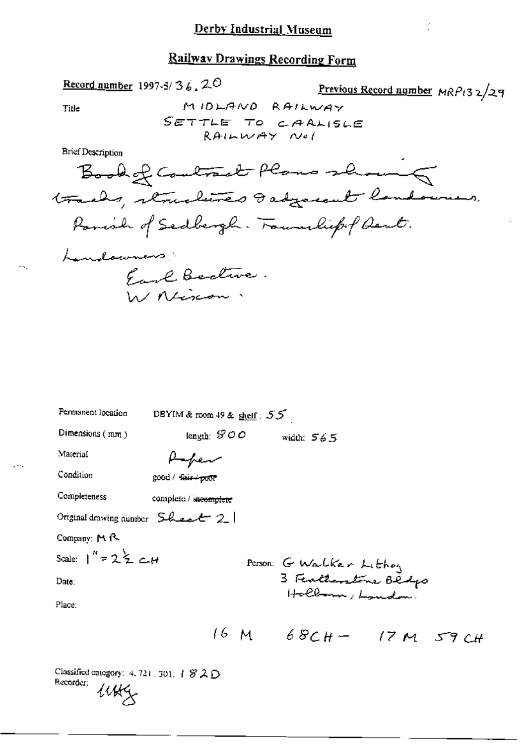# Derby Industrial Museum

## Railway Drawings Recording Form

**Record number** 1997-5/36.20

**Previous Record number** MRP132/29

Title: MIDLAND RAILWAY SETTLE TO CARLISLE RAILWAY No1

Brief Description

Book of Contract Plans showing tracks, structures & adjacent landowners. Parish of Sedbergh. Township of Dent.

Landowners:
Earl Bective.
W Nixon.

Permanent location: DBYIM & room 49 & shelf: 55

Dimensions (mm): length: 900 width: 565

Material: Paper

Condition: good / ~~fair / poor~~

Completeness: complete / ~~incomplete~~

Original drawing number: Sheet 21

Company: MR

Scale: 1" = 2½ CH

Person: G Walker Lithog 3 Featherstone Bldgs Holborn, London.

Date:

Place:

16 M 68CH – 17 M 59 CH

Classified category: 4.721.301.182D

Recorder: UHG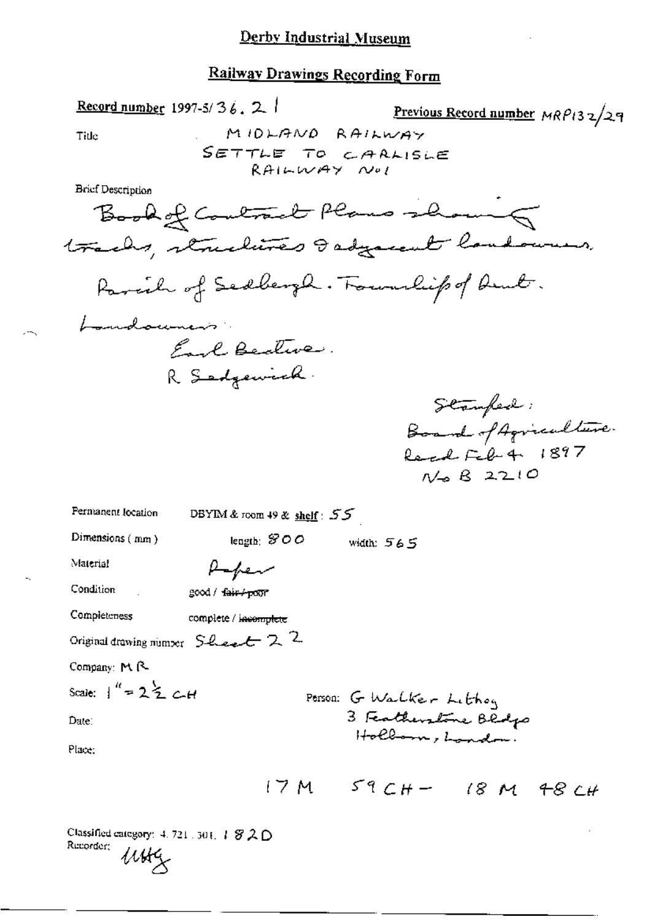Derby Industrial Museum

## Railway Drawings Recording Form

**Record number** 1997-5/36.21

**Previous Record number** MRP132/29

Title: MIDLAND RAILWAY SETTLE TO CARLISLE RAILWAY No1

Brief Description

Book of Contract Plans showing tracks, structures & adjacent landowners.

Parish of Sedbergh. Township of Dent.

Landowners:

Earl Bective.

R Sedgewick.

Stamped: Board of Agriculture. Recd Feb 4 1897 No B 2210

Permanent location: DBYIM & room 49 & **shelf**: 55

Dimensions (mm): length: 800 width: 565

Material: Paper

Condition: good / ~~fair / poor~~

Completeness: complete / ~~incomplete~~

Original drawing number: Sheet 22

Company: MR

Scale: 1" = 2½ CH

Date:

Place:

Person: G Walker Lithog 3 Featherstone Bldgs Holborn, London.

17 M 59 CH – 18 M 48 CH

Classified category: 4.721.301.182D

Recorder: uHg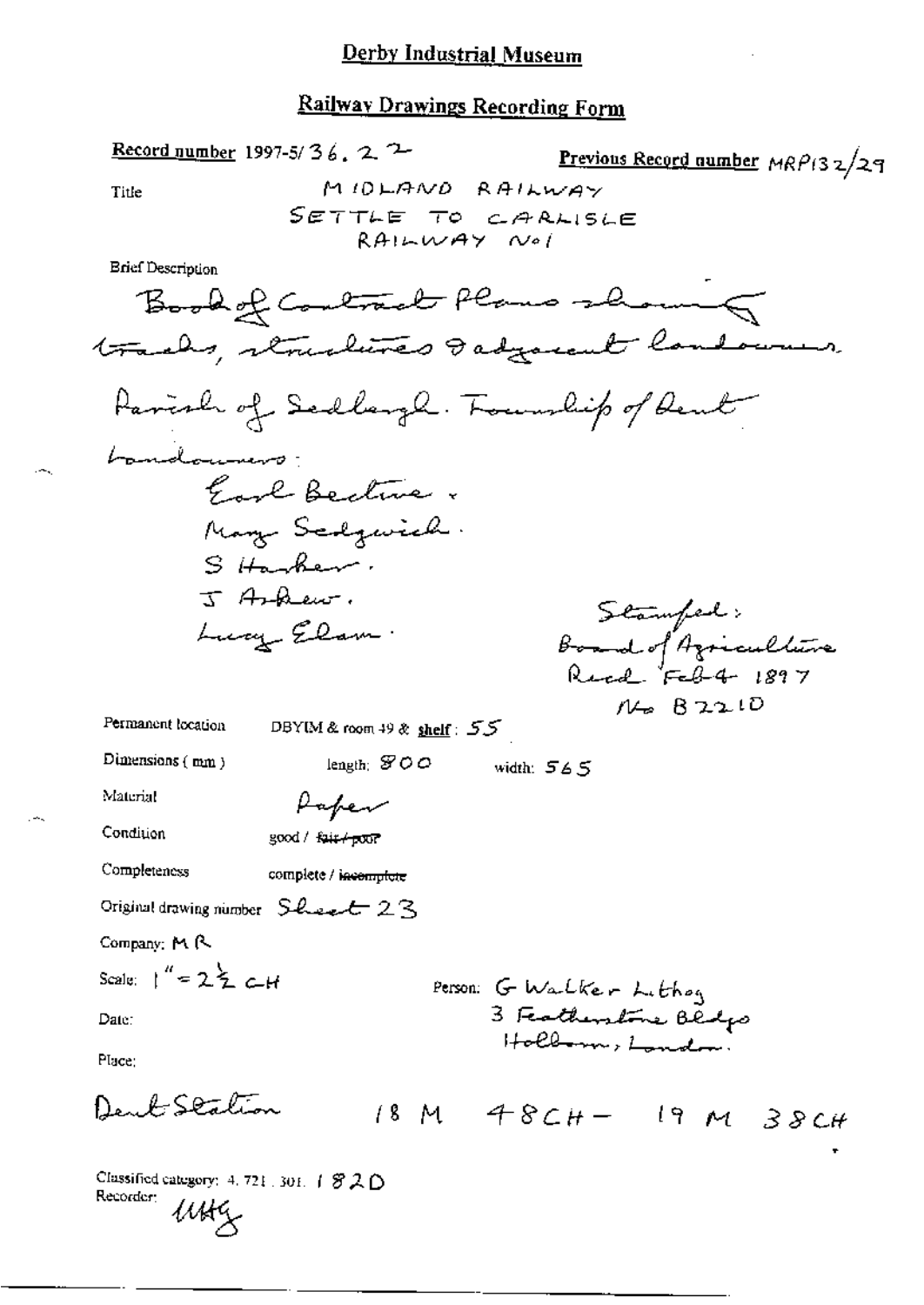# Derby Industrial Museum

## Railway Drawings Recording Form

**Record number** 1997-5/36.22

**Previous Record number** MRP132/29

Title: MIDLAND RAILWAY SETTLE TO CARLISLE RAILWAY No1

Brief Description

Book of Contract Plans showing tracks, structures & adjacent landowners.

Parish of Sedbergh. Township of Dent

Landowners:

Earl Bective.
Mary Sedgwick.
S Harker.
J Askew.
Lucy Elam.

Stamped: Board of Agriculture Recd Feb 4 1897 No B2210

Permanent location: DBYIM & room 49 & **shelf**: 55

Dimensions (mm): length: 800 width: 565

Material: Paper

Condition: good / ~~fair / poor~~

Completeness: complete / ~~incomplete~~

Original drawing number: Sheet 23

Company: MR

Scale: 1" = 2½ CH

Person: G Walker Lithog 3 Featherstone Bldgs Holborn, London.

Date:

Place:

Dent Station 18 M 48CH - 19 M 38CH

Classified category: 4.721.301. 182D

Recorder: ULtG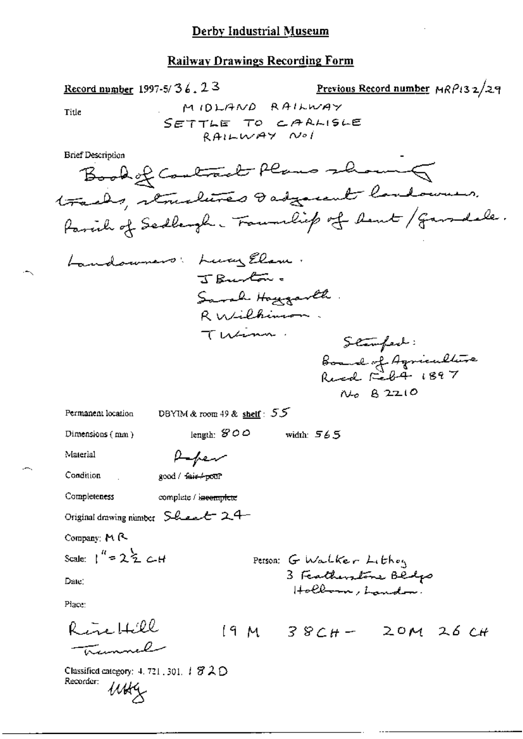# Derby Industrial Museum

## Railway Drawings Recording Form

**Record number** 1997-5/36.23 **Previous Record number** MRP132/29

Title
MIDLAND RAILWAY
SETTLE TO CARLISLE
RAILWAY No1

Brief Description

Book of Contract Plans showing tracks, structures & adjacent landowners.
Parish of Sedbergh. Township of Dent/Garsdale.

Landowners: Lucy Elam.
J Burton.
Sarah Haygarth.
R Wilkinson.
T Winn.

Stamped:
Board of Agriculture
Recd Feb 4 1897
No B2210

Permanent location DBYIM & room 49 & shelf: 55

Dimensions (mm) length: 800 width: 565

Material Paper

Condition good / ~~fair / poor~~

Completeness complete / ~~incomplete~~

Original drawing number Sheet 24

Company: MR

Scale: 1" = 2½ CH

Person: G Walker Lithog
3 Featherstone Bldgs
Holborn, London.

Date:

Place:

Rise Hill Tunnel 19 M 38 CH – 20 M 26 CH

Classified category: 4.721.301. 182D

Recorder: MHG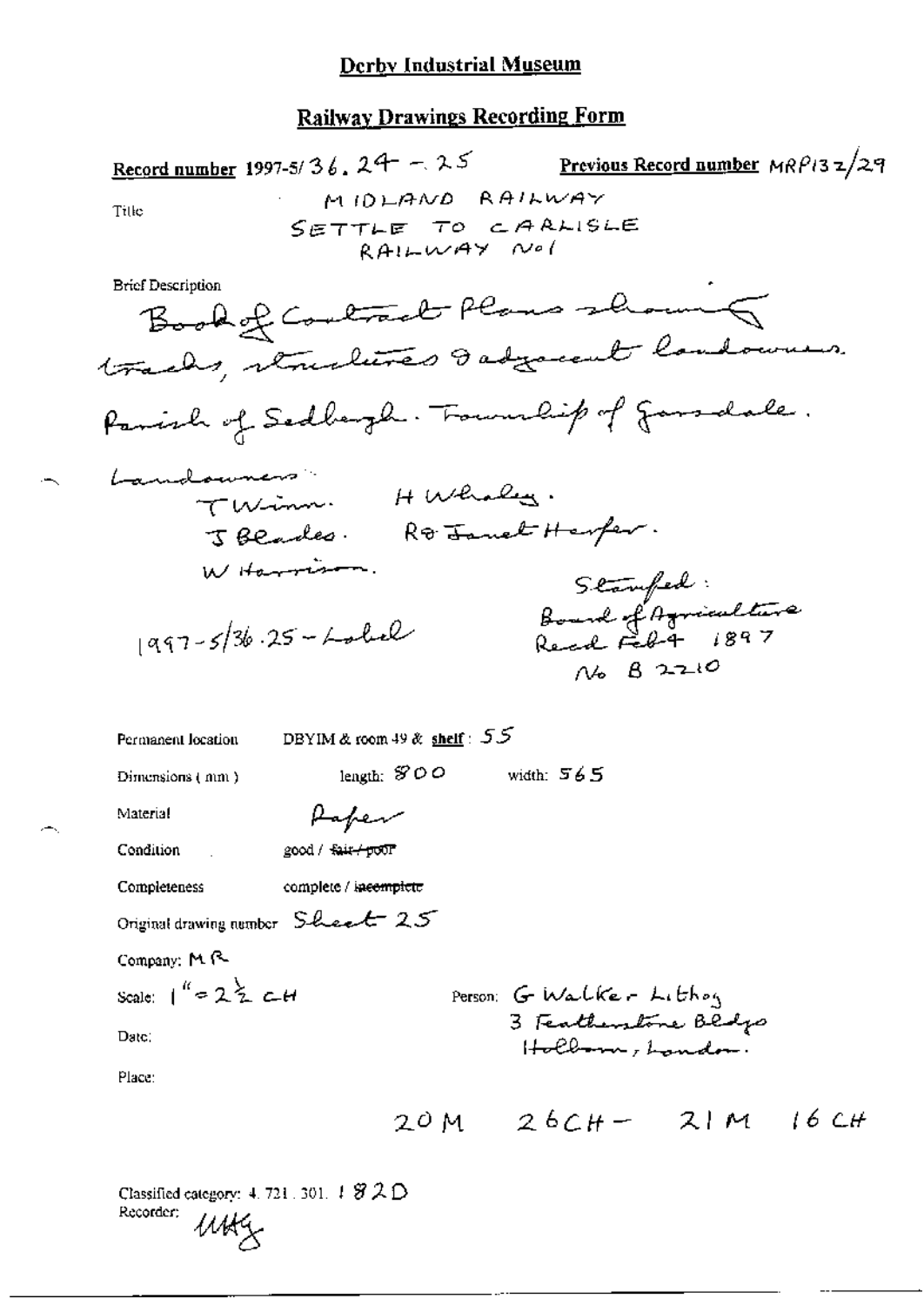# Derby Industrial Museum

## Railway Drawings Recording Form

**Record number** 1997-5/36.24 - 25 **Previous Record number** MRP132/29

Title

MIDLAND RAILWAY
SETTLE TO CARLISLE
RAILWAY No1

Brief Description

Book of Contract Plans showing tracks, structures & adjacent landowners.

Parish of Sedbergh. Township of Garsdale.

Landowners:
T Winn. H Whaley.
J Blades. R & Janet Harper.
W Harrison.

Stamped:
Board of Agriculture
Recd Feb 4 1897
No B 2210

1997-5/36.25 - Label

Permanent location DBYIM & room 49 & **shelf**: 55

Dimensions (mm) length: 800 width: 565

Material Paper

Condition good / ~~fair / poor~~

Completeness complete / ~~incomplete~~

Original drawing number Sheet 25

Company: MR

Scale: 1" = 2½ CH

Person: G Walker Lithog
3 Featherstone Bldgs
Holborn, London.

Date:

Place:

20 M 26 CH - 21 M 16 CH

Classified category: 4.721.301.182D
Recorder: UHG